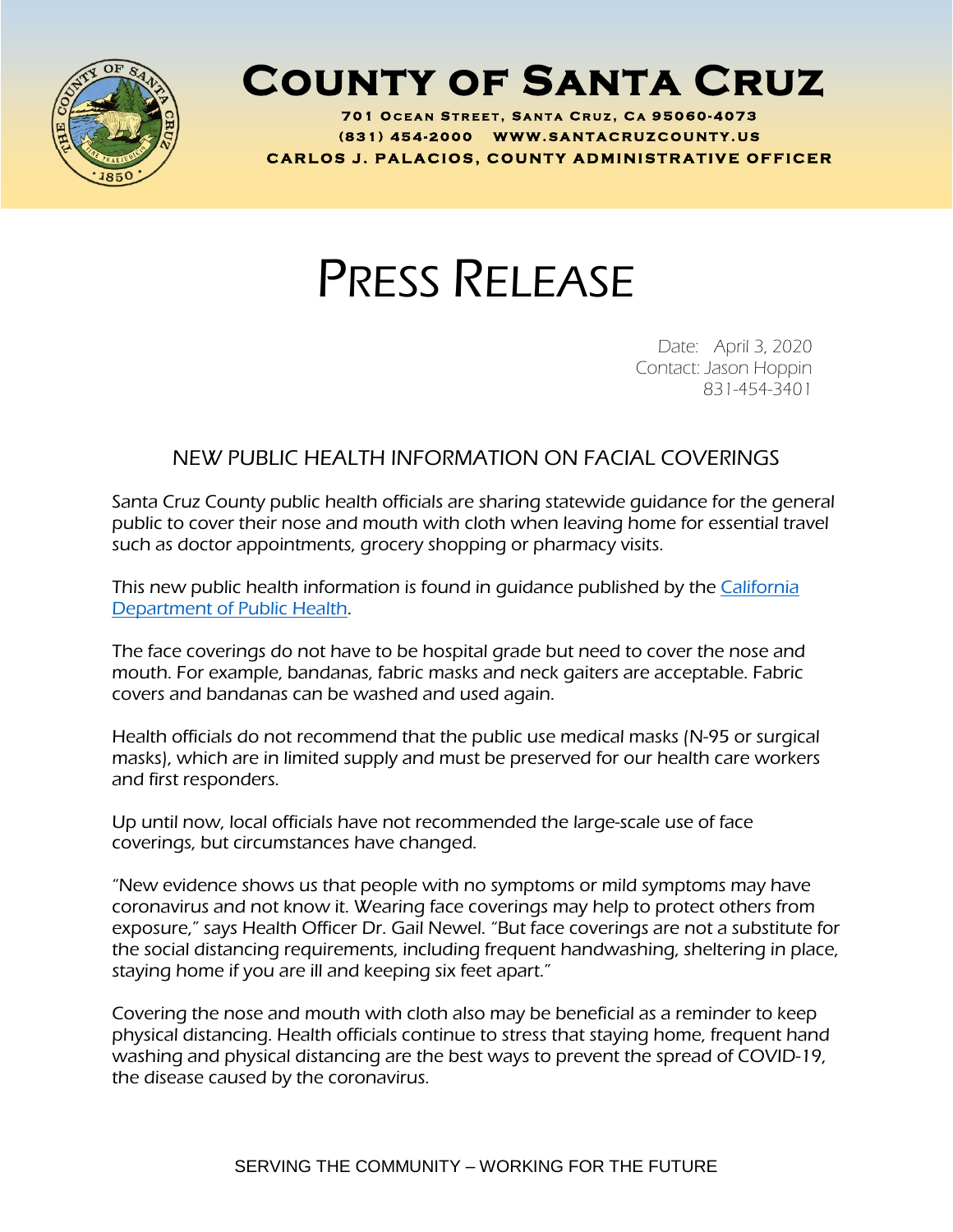# COUNTY OF SANTA CRUZ

**701 OCEAN STREET, SANTA CRUZ, CA 95060-4073**
**(831) 454-2000 WWW.SANTACRUZCOUNTY.US**
**CARLOS J. PALACIOS, COUNTY ADMINISTRATIVE OFFICER**

# PRESS RELEASE

Date: April 3, 2020
Contact: Jason Hoppin
831-454-3401

## NEW PUBLIC HEALTH INFORMATION ON FACIAL COVERINGS

Santa Cruz County public health officials are sharing statewide guidance for the general public to cover their nose and mouth with cloth when leaving home for essential travel such as doctor appointments, grocery shopping or pharmacy visits.

This new public health information is found in guidance published by the California Department of Public Health.

The face coverings do not have to be hospital grade but need to cover the nose and mouth. For example, bandanas, fabric masks and neck gaiters are acceptable. Fabric covers and bandanas can be washed and used again.

Health officials do not recommend that the public use medical masks (N-95 or surgical masks), which are in limited supply and must be preserved for our health care workers and first responders.

Up until now, local officials have not recommended the large-scale use of face coverings, but circumstances have changed.

"New evidence shows us that people with no symptoms or mild symptoms may have coronavirus and not know it. Wearing face coverings may help to protect others from exposure," says Health Officer Dr. Gail Newel. "But face coverings are not a substitute for the social distancing requirements, including frequent handwashing, sheltering in place, staying home if you are ill and keeping six feet apart."

Covering the nose and mouth with cloth also may be beneficial as a reminder to keep physical distancing. Health officials continue to stress that staying home, frequent hand washing and physical distancing are the best ways to prevent the spread of COVID-19, the disease caused by the coronavirus.

SERVING THE COMMUNITY – WORKING FOR THE FUTURE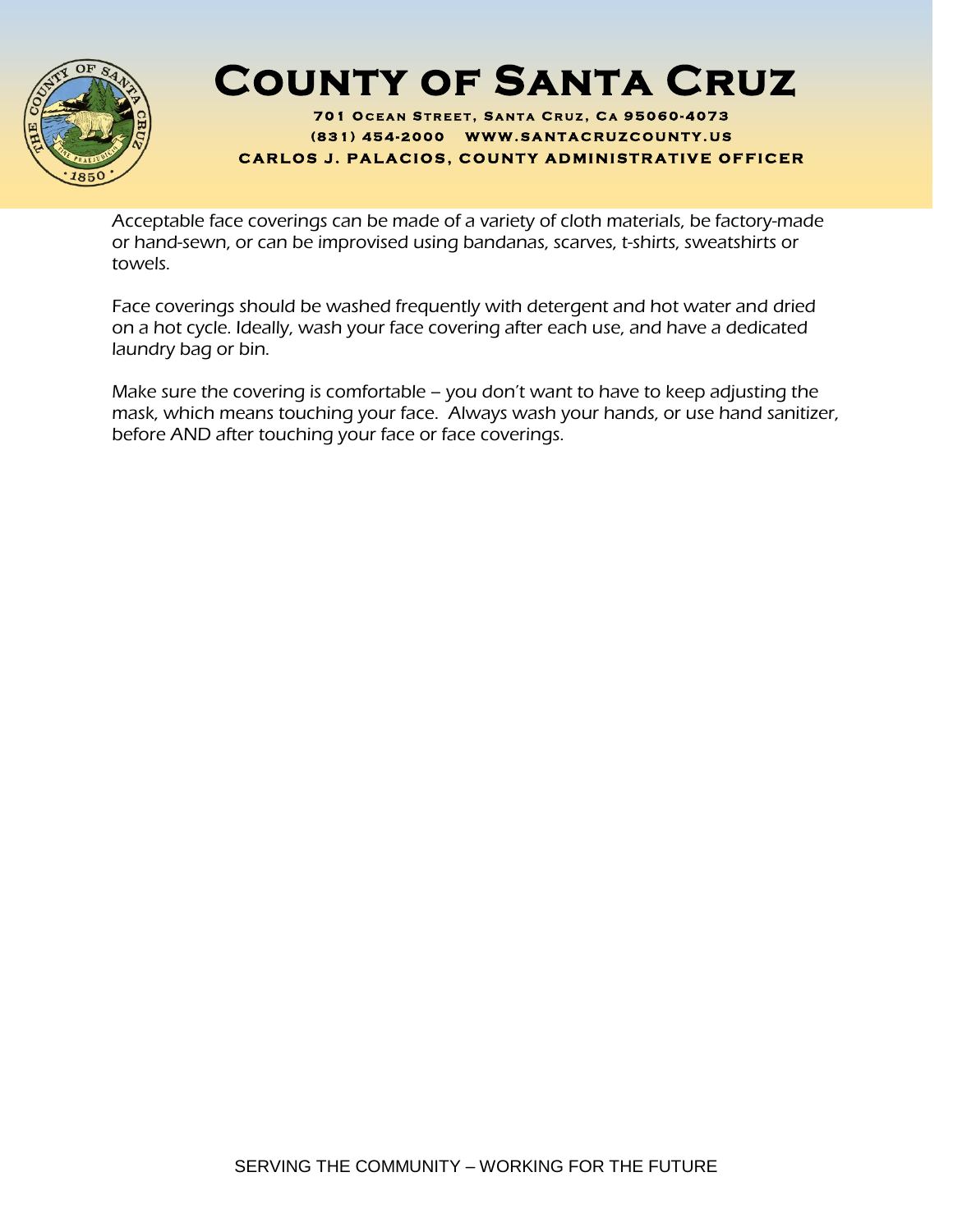Acceptable face coverings can be made of a variety of cloth materials, be factory-made or hand-sewn, or can be improvised using bandanas, scarves, t-shirts, sweatshirts or towels.

Face coverings should be washed frequently with detergent and hot water and dried on a hot cycle. Ideally, wash your face covering after each use, and have a dedicated laundry bag or bin.

Make sure the covering is comfortable – you don't want to have to keep adjusting the mask, which means touching your face. Always wash your hands, or use hand sanitizer, before AND after touching your face or face coverings.